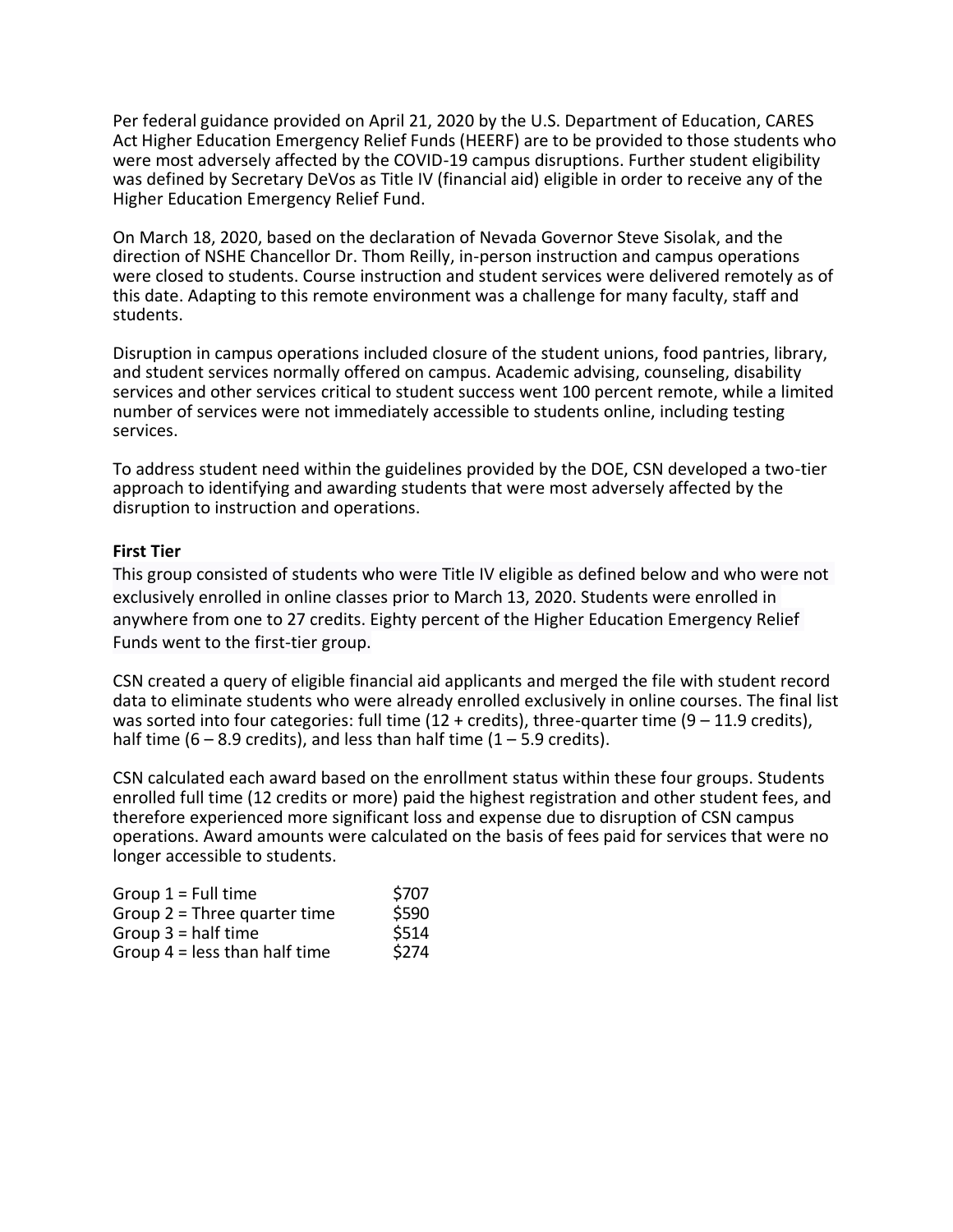Per federal guidance provided on April 21, 2020 by the U.S. Department of Education, CARES Act Higher Education Emergency Relief Funds (HEERF) are to be provided to those students who were most adversely affected by the COVID-19 campus disruptions. Further student eligibility was defined by Secretary DeVos as Title IV (financial aid) eligible in order to receive any of the Higher Education Emergency Relief Fund.

On March 18, 2020, based on the declaration of Nevada Governor Steve Sisolak, and the direction of NSHE Chancellor Dr. Thom Reilly, in-person instruction and campus operations were closed to students. Course instruction and student services were delivered remotely as of this date. Adapting to this remote environment was a challenge for many faculty, staff and students.

Disruption in campus operations included closure of the student unions, food pantries, library, and student services normally offered on campus. Academic advising, counseling, disability services and other services critical to student success went 100 percent remote, while a limited number of services were not immediately accessible to students online, including testing services.

To address student need within the guidelines provided by the DOE, CSN developed a two-tier approach to identifying and awarding students that were most adversely affected by the disruption to instruction and operations.

**First Tier**

This group consisted of students who were Title IV eligible as defined below and who were not exclusively enrolled in online classes prior to March 13, 2020. Students were enrolled in anywhere from one to 27 credits. Eighty percent of the Higher Education Emergency Relief Funds went to the first-tier group.

CSN created a query of eligible financial aid applicants and merged the file with student record data to eliminate students who were already enrolled exclusively in online courses. The final list was sorted into four categories: full time (12 + credits), three-quarter time (9 – 11.9 credits), half time (6 – 8.9 credits), and less than half time (1 – 5.9 credits).

CSN calculated each award based on the enrollment status within these four groups. Students enrolled full time (12 credits or more) paid the highest registration and other student fees, and therefore experienced more significant loss and expense due to disruption of CSN campus operations. Award amounts were calculated on the basis of fees paid for services that were no longer accessible to students.

| | |
|---|---|
| Group 1 = Full time | $707 |
| Group 2 = Three quarter time | $590 |
| Group 3 = half time | $514 |
| Group 4 = less than half time | $274 |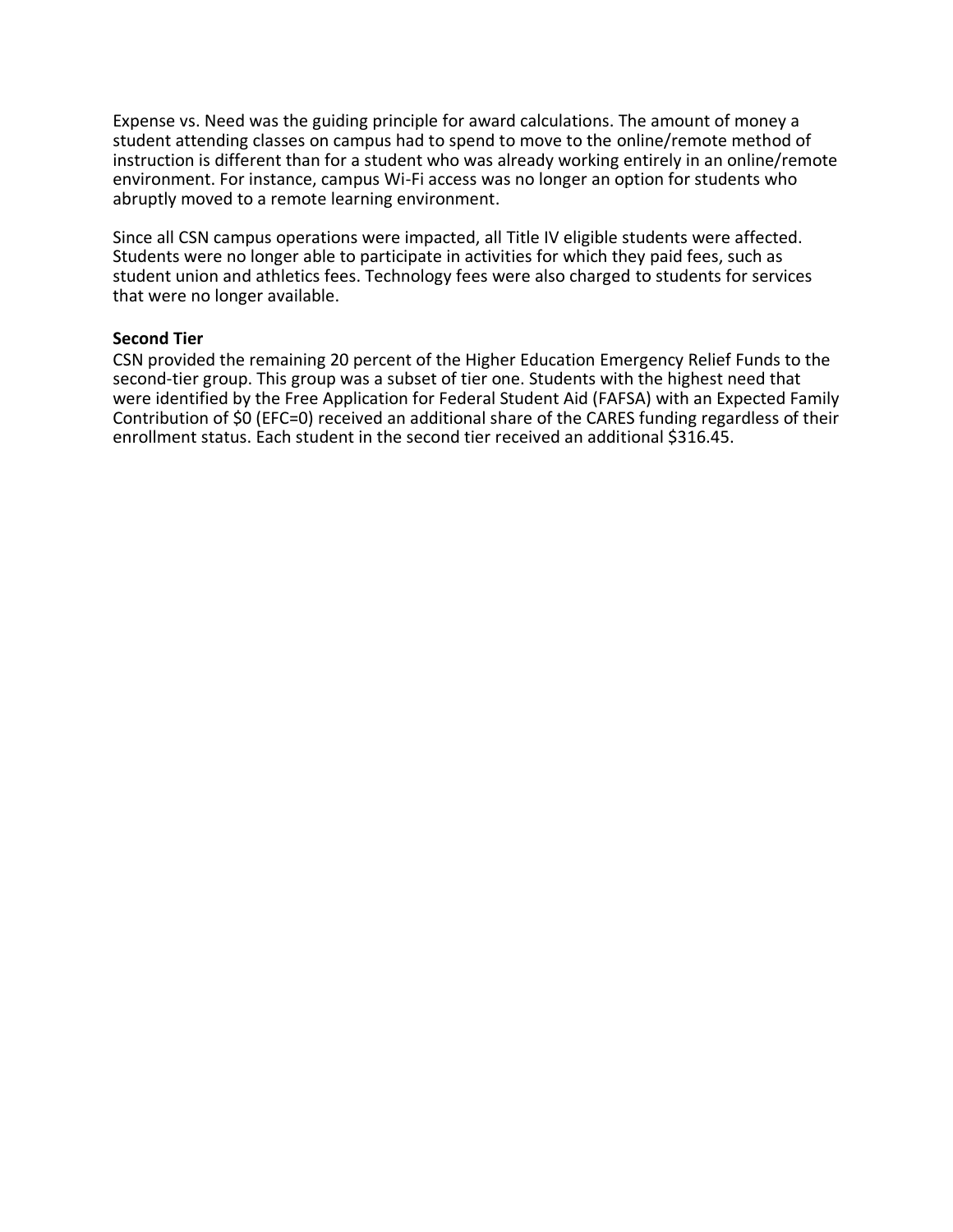Expense vs. Need was the guiding principle for award calculations. The amount of money a student attending classes on campus had to spend to move to the online/remote method of instruction is different than for a student who was already working entirely in an online/remote environment. For instance, campus Wi-Fi access was no longer an option for students who abruptly moved to a remote learning environment.

Since all CSN campus operations were impacted, all Title IV eligible students were affected. Students were no longer able to participate in activities for which they paid fees, such as student union and athletics fees. Technology fees were also charged to students for services that were no longer available.

**Second Tier**

CSN provided the remaining 20 percent of the Higher Education Emergency Relief Funds to the second-tier group. This group was a subset of tier one. Students with the highest need that were identified by the Free Application for Federal Student Aid (FAFSA) with an Expected Family Contribution of $0 (EFC=0) received an additional share of the CARES funding regardless of their enrollment status. Each student in the second tier received an additional $316.45.